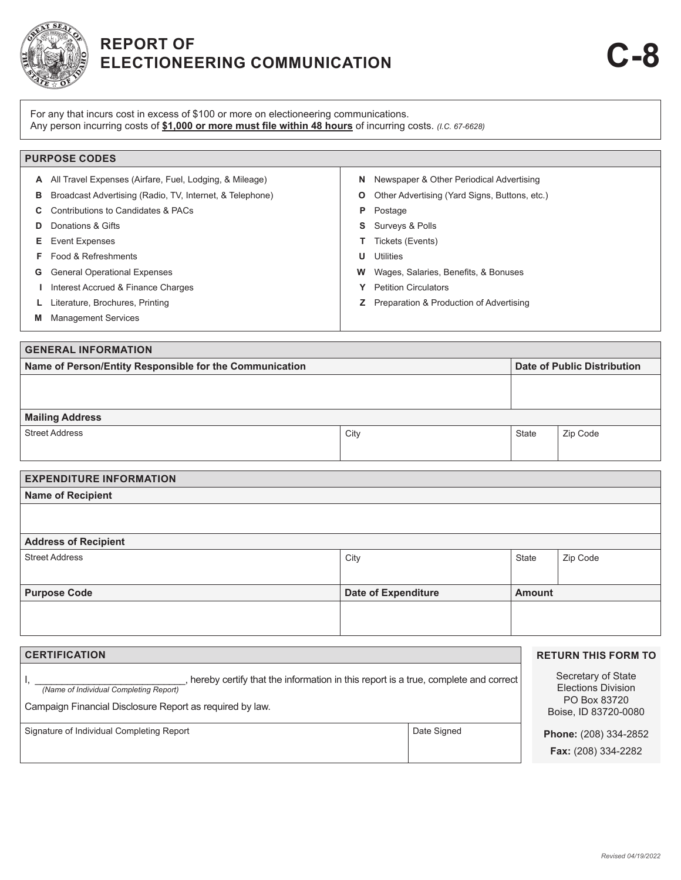# REPORT OF ELECTIONEERING COMMUNICATION

# C-8

For any that incurs cost in excess of $100 or more on electioneering communications.
Any person incurring costs of **$1,000 or more must file within 48 hours** of incurring costs. *(I.C. 67-6628)*

## PURPOSE CODES

| | | | |
|---|---|---|---|
| **A** | All Travel Expenses (Airfare, Fuel, Lodging, & Mileage) | **N** | Newspaper & Other Periodical Advertising |
| **B** | Broadcast Advertising (Radio, TV, Internet, & Telephone) | **O** | Other Advertising (Yard Signs, Buttons, etc.) |
| **C** | Contributions to Candidates & PACs | **P** | Postage |
| **D** | Donations & Gifts | **S** | Surveys & Polls |
| **E** | Event Expenses | **T** | Tickets (Events) |
| **F** | Food & Refreshments | **U** | Utilities |
| **G** | General Operational Expenses | **W** | Wages, Salaries, Benefits, & Bonuses |
| **I** | Interest Accrued & Finance Charges | **Y** | Petition Circulators |
| **L** | Literature, Brochures, Printing | **Z** | Preparation & Production of Advertising |
| **M** | Management Services | | |

## GENERAL INFORMATION

| Name of Person/Entity Responsible for the Communication | | | Date of Public Distribution |
|---|---|---|---|
| | | | |
| **Mailing Address** | | | |
| Street Address | City | State | Zip Code |
| | | | |

## EXPENDITURE INFORMATION

| Name of Recipient | | | |
|---|---|---|---|
| | | | |
| **Address of Recipient** | | | |
| Street Address | City | State | Zip Code |
| | | | |
| **Purpose Code** | **Date of Expenditure** | **Amount** | |
| | | | |

## CERTIFICATION

I, ___________________________, hereby certify that the information in this report is a true, complete and correct
*(Name of Individual Completing Report)*

Campaign Financial Disclosure Report as required by law.

| Signature of Individual Completing Report | Date Signed |
|---|---|
| | |

## RETURN THIS FORM TO

Secretary of State
Elections Division
PO Box 83720
Boise, ID 83720-0080

**Phone:** (208) 334-2852

**Fax:** (208) 334-2282

*Revised 04/19/2022*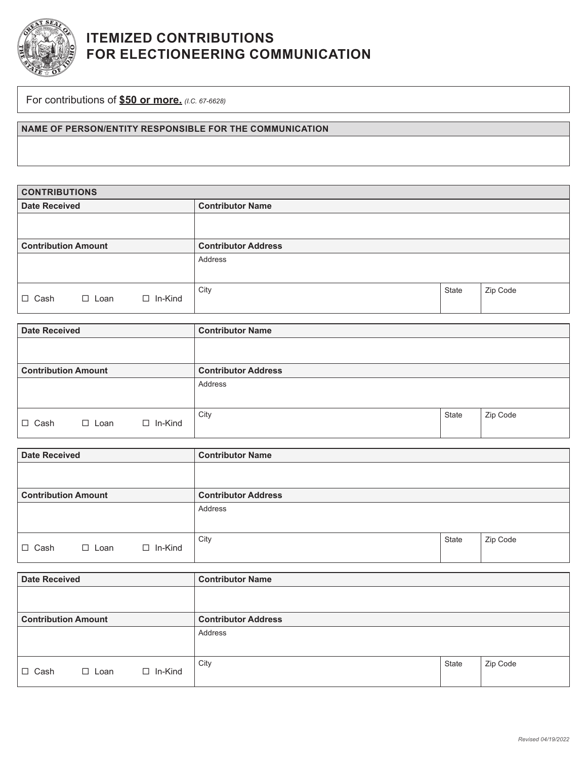# ITEMIZED CONTRIBUTIONS FOR ELECTIONEERING COMMUNICATION

For contributions of **$50 or more.** *(I.C. 67-6628)*

| NAME OF PERSON/ENTITY RESPONSIBLE FOR THE COMMUNICATION |
|---|
| |

**CONTRIBUTIONS**

| Date Received | Contributor Name | | |
|---|---|---|---|
| | | | |
| **Contribution Amount** | **Contributor Address** | | |
| | Address | | |
| ☐ Cash ☐ Loan ☐ In-Kind | City | State | Zip Code |

| Date Received | Contributor Name | | |
|---|---|---|---|
| | | | |
| **Contribution Amount** | **Contributor Address** | | |
| | Address | | |
| ☐ Cash ☐ Loan ☐ In-Kind | City | State | Zip Code |

| Date Received | Contributor Name | | |
|---|---|---|---|
| | | | |
| **Contribution Amount** | **Contributor Address** | | |
| | Address | | |
| ☐ Cash ☐ Loan ☐ In-Kind | City | State | Zip Code |

| Date Received | Contributor Name | | |
|---|---|---|---|
| | | | |
| **Contribution Amount** | **Contributor Address** | | |
| | Address | | |
| ☐ Cash ☐ Loan ☐ In-Kind | City | State | Zip Code |

*Revised 04/19/2022*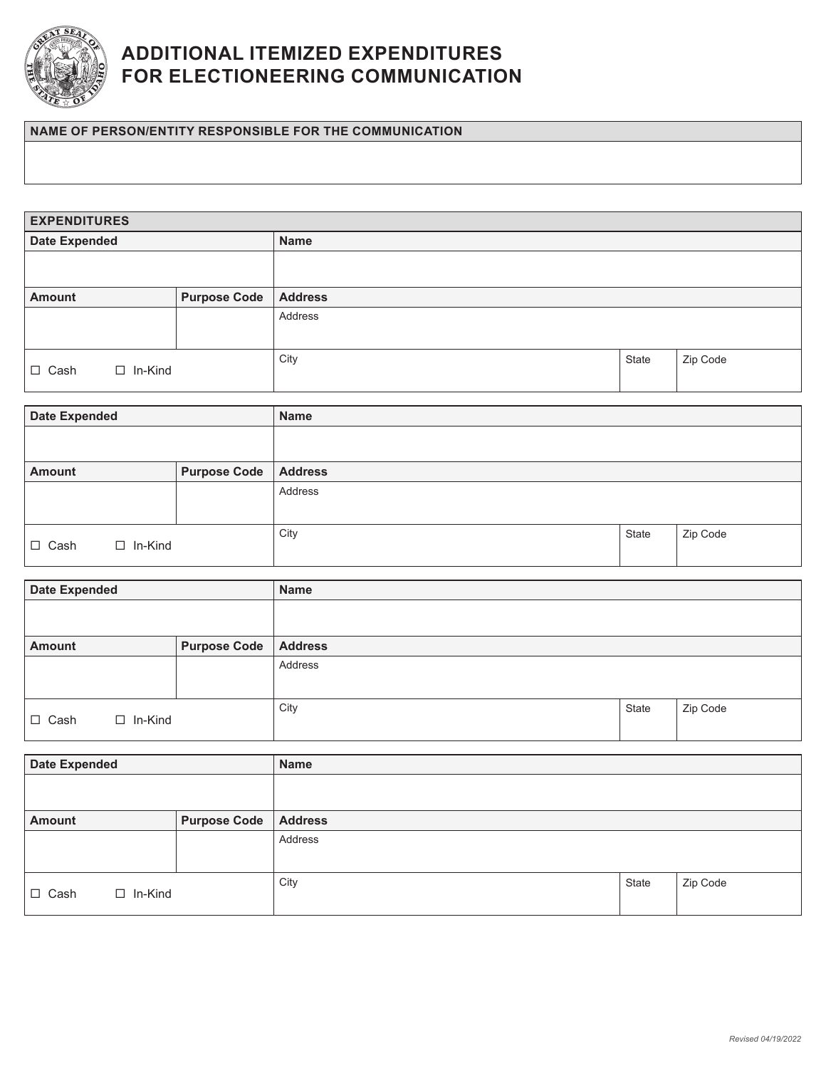# ADDITIONAL ITEMIZED EXPENDITURES FOR ELECTIONEERING COMMUNICATION

| NAME OF PERSON/ENTITY RESPONSIBLE FOR THE COMMUNICATION |
| --- |
| |

**EXPENDITURES**

| Date Expended | | Name | | |
| --- | --- | --- | --- | --- |
| | | | | |
| Amount | Purpose Code | Address | | |
| | | Address | | |
| ☐ Cash ☐ In-Kind | | City | State | Zip Code |

| Date Expended | | Name | | |
| --- | --- | --- | --- | --- |
| | | | | |
| Amount | Purpose Code | Address | | |
| | | Address | | |
| ☐ Cash ☐ In-Kind | | City | State | Zip Code |

| Date Expended | | Name | | |
| --- | --- | --- | --- | --- |
| | | | | |
| Amount | Purpose Code | Address | | |
| | | Address | | |
| ☐ Cash ☐ In-Kind | | City | State | Zip Code |

| Date Expended | | Name | | |
| --- | --- | --- | --- | --- |
| | | | | |
| Amount | Purpose Code | Address | | |
| | | Address | | |
| ☐ Cash ☐ In-Kind | | City | State | Zip Code |

*Revised 04/19/2022*